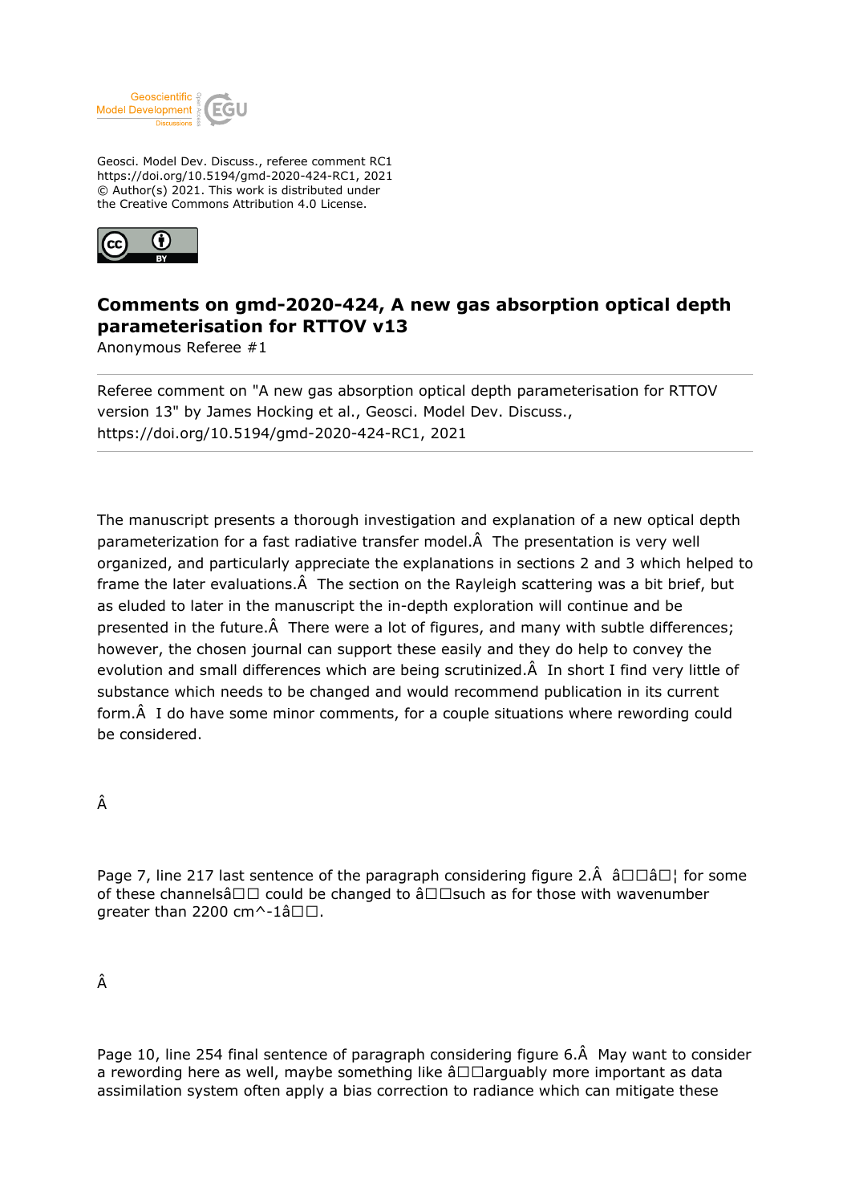Geosci. Model Dev. Discuss., referee comment RC1
https://doi.org/10.5194/gmd-2020-424-RC1, 2021
© Author(s) 2021. This work is distributed under
the Creative Commons Attribution 4.0 License.

# Comments on gmd-2020-424, A new gas absorption optical depth parameterisation for RTTOV v13

Anonymous Referee #1

---

Referee comment on "A new gas absorption optical depth parameterisation for RTTOV version 13" by James Hocking et al., Geosci. Model Dev. Discuss., https://doi.org/10.5194/gmd-2020-424-RC1, 2021

---

The manuscript presents a thorough investigation and explanation of a new optical depth parameterization for a fast radiative transfer model.Â  The presentation is very well organized, and particularly appreciate the explanations in sections 2 and 3 which helped to frame the later evaluations.Â  The section on the Rayleigh scattering was a bit brief, but as eluded to later in the manuscript the in-depth exploration will continue and be presented in the future.Â  There were a lot of figures, and many with subtle differences; however, the chosen journal can support these easily and they do help to convey the evolution and small differences which are being scrutinized.Â  In short I find very little of substance which needs to be changed and would recommend publication in its current form.Â  I do have some minor comments, for a couple situations where rewording could be considered.

Â

Page 7, line 217 last sentence of the paragraph considering figure 2.Â  â□□â□¦ for some of these channelsâ□□ could be changed to â□□such as for those with wavenumber greater than 2200 cm^-1â□□.

Â

Page 10, line 254 final sentence of paragraph considering figure 6.Â  May want to consider a rewording here as well, maybe something like â□□arguably more important as data assimilation system often apply a bias correction to radiance which can mitigate these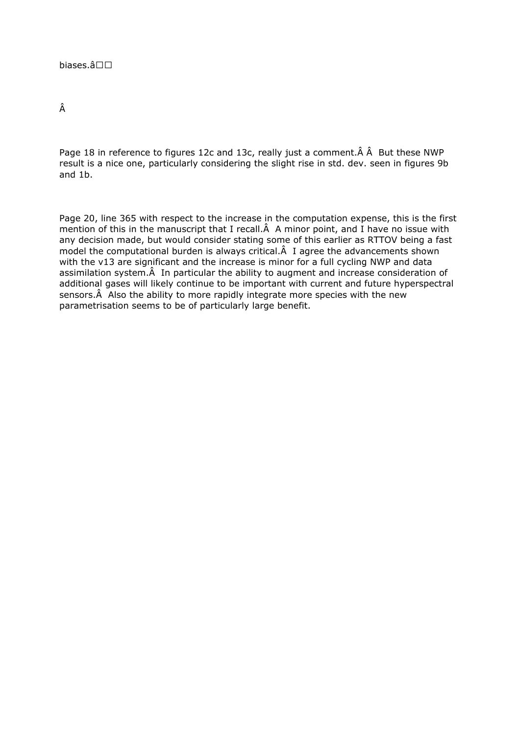biases.â□□

Â

Page 18 in reference to figures 12c and 13c, really just a comment.Â Â But these NWP result is a nice one, particularly considering the slight rise in std. dev. seen in figures 9b and 1b.

Page 20, line 365 with respect to the increase in the computation expense, this is the first mention of this in the manuscript that I recall.Â A minor point, and I have no issue with any decision made, but would consider stating some of this earlier as RTTOV being a fast model the computational burden is always critical.Â I agree the advancements shown with the v13 are significant and the increase is minor for a full cycling NWP and data assimilation system.Â In particular the ability to augment and increase consideration of additional gases will likely continue to be important with current and future hyperspectral sensors.Â Also the ability to more rapidly integrate more species with the new parametrisation seems to be of particularly large benefit.